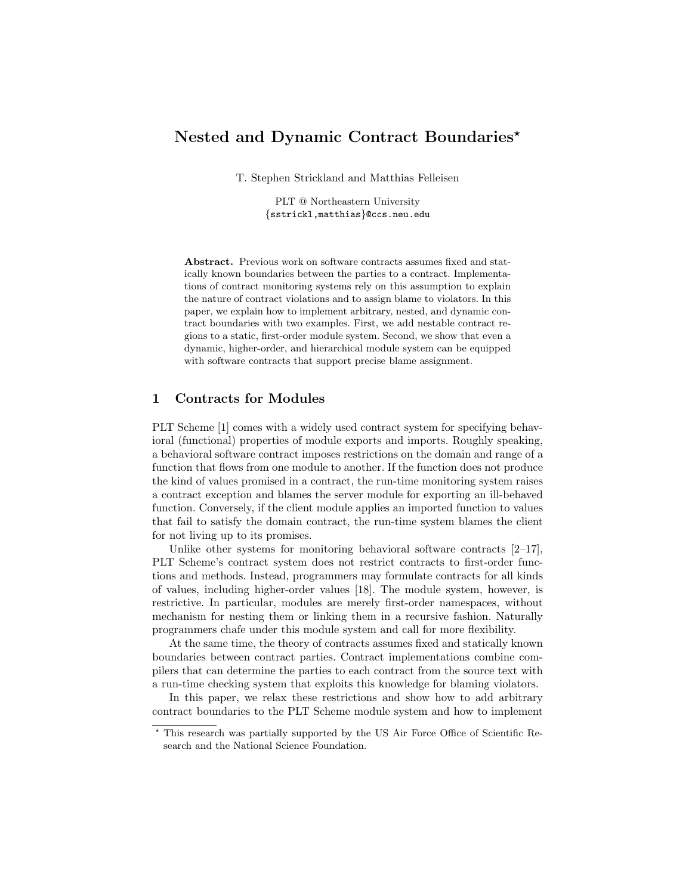# Nested and Dynamic Contract Boundaries*

T. Stephen Strickland and Matthias Felleisen

PLT @ Northeastern University
{sstrickl,matthias}@ccs.neu.edu

**Abstract.** Previous work on software contracts assumes fixed and statically known boundaries between the parties to a contract. Implementations of contract monitoring systems rely on this assumption to explain the nature of contract violations and to assign blame to violators. In this paper, we explain how to implement arbitrary, nested, and dynamic contract boundaries with two examples. First, we add nestable contract regions to a static, first-order module system. Second, we show that even a dynamic, higher-order, and hierarchical module system can be equipped with software contracts that support precise blame assignment.

## 1 Contracts for Modules

PLT Scheme [1] comes with a widely used contract system for specifying behavioral (functional) properties of module exports and imports. Roughly speaking, a behavioral software contract imposes restrictions on the domain and range of a function that flows from one module to another. If the function does not produce the kind of values promised in a contract, the run-time monitoring system raises a contract exception and blames the server module for exporting an ill-behaved function. Conversely, if the client module applies an imported function to values that fail to satisfy the domain contract, the run-time system blames the client for not living up to its promises.

Unlike other systems for monitoring behavioral software contracts [2–17], PLT Scheme's contract system does not restrict contracts to first-order functions and methods. Instead, programmers may formulate contracts for all kinds of values, including higher-order values [18]. The module system, however, is restrictive. In particular, modules are merely first-order namespaces, without mechanism for nesting them or linking them in a recursive fashion. Naturally programmers chafe under this module system and call for more flexibility.

At the same time, the theory of contracts assumes fixed and statically known boundaries between contract parties. Contract implementations combine compilers that can determine the parties to each contract from the source text with a run-time checking system that exploits this knowledge for blaming violators.

In this paper, we relax these restrictions and show how to add arbitrary contract boundaries to the PLT Scheme module system and how to implement

* This research was partially supported by the US Air Force Office of Scientific Research and the National Science Foundation.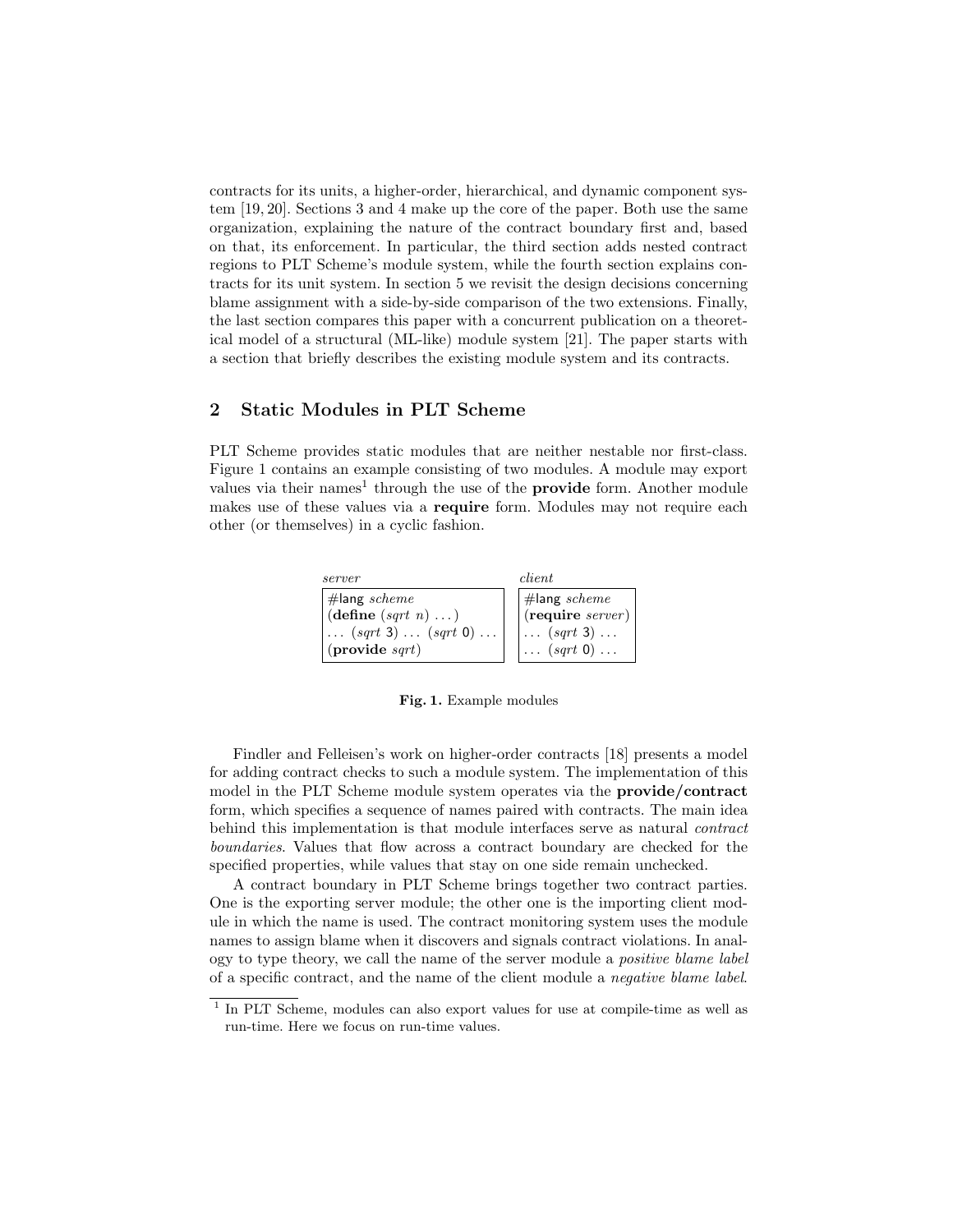contracts for its units, a higher-order, hierarchical, and dynamic component system [19, 20]. Sections 3 and 4 make up the core of the paper. Both use the same organization, explaining the nature of the contract boundary first and, based on that, its enforcement. In particular, the third section adds nested contract regions to PLT Scheme's module system, while the fourth section explains contracts for its unit system. In section 5 we revisit the design decisions concerning blame assignment with a side-by-side comparison of the two extensions. Finally, the last section compares this paper with a concurrent publication on a theoretical model of a structural (ML-like) module system [21]. The paper starts with a section that briefly describes the existing module system and its contracts.

## 2 Static Modules in PLT Scheme

PLT Scheme provides static modules that are neither nestable nor first-class. Figure 1 contains an example consisting of two modules. A module may export values via their names[1] through the use of the **provide** form. Another module makes use of these values via a **require** form. Modules may not require each other (or themselves) in a cyclic fashion.

*server*
```
#lang scheme
(define (sqrt n) ...)
... (sqrt 3) ... (sqrt 0) ...
(provide sqrt)
```

*client*
```
#lang scheme
(require server)
... (sqrt 3) ...
... (sqrt 0) ...
```

**Fig. 1.** Example modules

Findler and Felleisen's work on higher-order contracts [18] presents a model for adding contract checks to such a module system. The implementation of this model in the PLT Scheme module system operates via the **provide/contract** form, which specifies a sequence of names paired with contracts. The main idea behind this implementation is that module interfaces serve as natural *contract boundaries*. Values that flow across a contract boundary are checked for the specified properties, while values that stay on one side remain unchecked.

A contract boundary in PLT Scheme brings together two contract parties. One is the exporting server module; the other one is the importing client module in which the name is used. The contract monitoring system uses the module names to assign blame when it discovers and signals contract violations. In analogy to type theory, we call the name of the server module a *positive blame label* of a specific contract, and the name of the client module a *negative blame label*.

[1] In PLT Scheme, modules can also export values for use at compile-time as well as run-time. Here we focus on run-time values.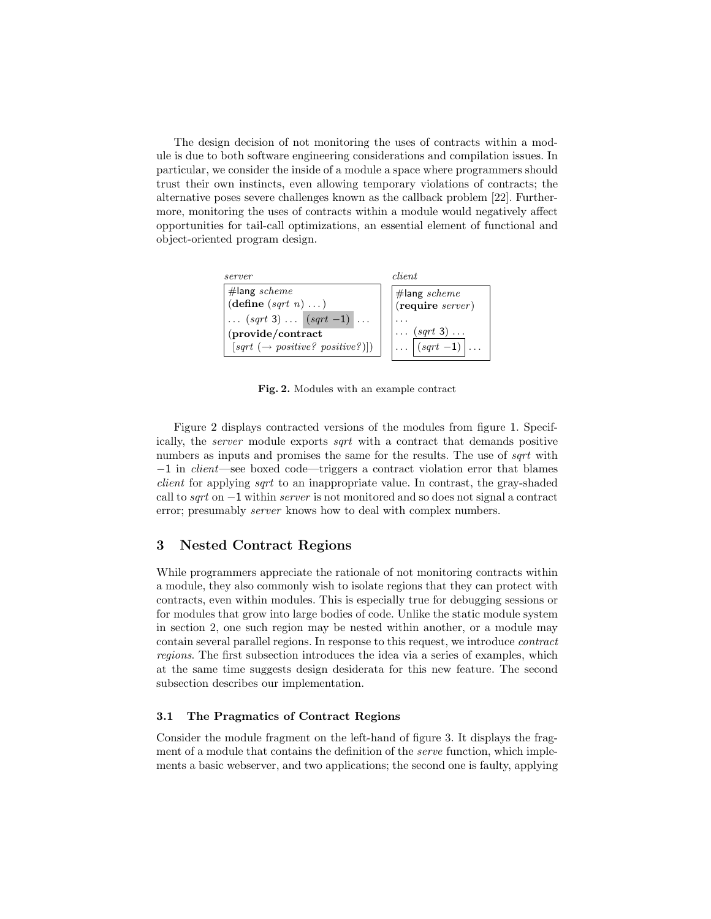The design decision of not monitoring the uses of contracts within a module is due to both software engineering considerations and compilation issues. In particular, we consider the inside of a module a space where programmers should trust their own instincts, even allowing temporary violations of contracts; the alternative poses severe challenges known as the callback problem [22]. Furthermore, monitoring the uses of contracts within a module would negatively affect opportunities for tail-call optimizations, an essential element of functional and object-oriented program design.

*server*

```
#lang scheme
(define (sqrt n) ...)
... (sqrt 3) ... (sqrt −1) ...
(provide/contract
 [sqrt (→ positive? positive?)])
```

*client*

```
#lang scheme
(require server)
...
... (sqrt 3) ...
... (sqrt −1) ...
```

**Fig. 2.** Modules with an example contract

Figure 2 displays contracted versions of the modules from figure 1. Specifically, the *server* module exports *sqrt* with a contract that demands positive numbers as inputs and promises the same for the results. The use of *sqrt* with −1 in *client*—see boxed code—triggers a contract violation error that blames *client* for applying *sqrt* to an inappropriate value. In contrast, the gray-shaded call to *sqrt* on −1 within *server* is not monitored and so does not signal a contract error; presumably *server* knows how to deal with complex numbers.

## 3 Nested Contract Regions

While programmers appreciate the rationale of not monitoring contracts within a module, they also commonly wish to isolate regions that they can protect with contracts, even within modules. This is especially true for debugging sessions or for modules that grow into large bodies of code. Unlike the static module system in section 2, one such region may be nested within another, or a module may contain several parallel regions. In response to this request, we introduce *contract regions*. The first subsection introduces the idea via a series of examples, which at the same time suggests design desiderata for this new feature. The second subsection describes our implementation.

### 3.1 The Pragmatics of Contract Regions

Consider the module fragment on the left-hand of figure 3. It displays the fragment of a module that contains the definition of the *serve* function, which implements a basic webserver, and two applications; the second one is faulty, applying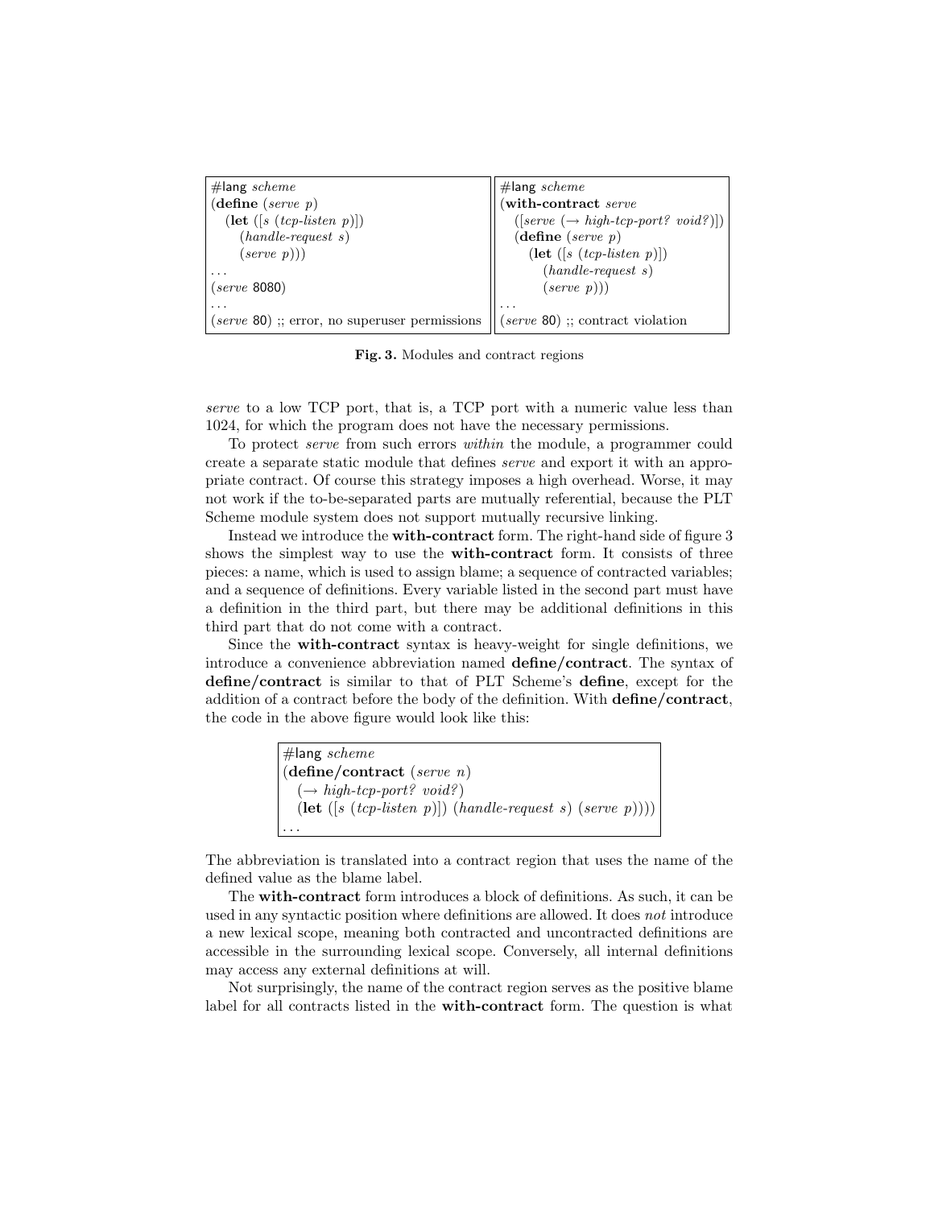| | |
|---|---|
| `#lang scheme`<br>`(define (serve p)`<br>`  (let ([s (tcp-listen p)])`<br>`    (handle-request s)`<br>`    (serve p)))`<br>`...`<br>`(serve 8080)`<br>`...`<br>`(serve 80) ;; error, no superuser permissions` | `#lang scheme`<br>`(with-contract serve`<br>`  ([serve (→ high-tcp-port? void?)])`<br>`  (define (serve p)`<br>`    (let ([s (tcp-listen p)])`<br>`      (handle-request s)`<br>`      (serve p))))`<br>`...`<br>`(serve 80) ;; contract violation` |

**Fig. 3.** Modules and contract regions

*serve* to a low TCP port, that is, a TCP port with a numeric value less than 1024, for which the program does not have the necessary permissions.

To protect *serve* from such errors *within* the module, a programmer could create a separate static module that defines *serve* and export it with an appropriate contract. Of course this strategy imposes a high overhead. Worse, it may not work if the to-be-separated parts are mutually referential, because the PLT Scheme module system does not support mutually recursive linking.

Instead we introduce the **with-contract** form. The right-hand side of figure 3 shows the simplest way to use the **with-contract** form. It consists of three pieces: a name, which is used to assign blame; a sequence of contracted variables; and a sequence of definitions. Every variable listed in the second part must have a definition in the third part, but there may be additional definitions in this third part that do not come with a contract.

Since the **with-contract** syntax is heavy-weight for single definitions, we introduce a convenience abbreviation named **define/contract**. The syntax of **define/contract** is similar to that of PLT Scheme's **define**, except for the addition of a contract before the body of the definition. With **define/contract**, the code in the above figure would look like this:

```
#lang scheme
(define/contract (serve n)
  (→ high-tcp-port? void?)
  (let ([s (tcp-listen p)]) (handle-request s) (serve p))))
...
```

The abbreviation is translated into a contract region that uses the name of the defined value as the blame label.

The **with-contract** form introduces a block of definitions. As such, it can be used in any syntactic position where definitions are allowed. It does *not* introduce a new lexical scope, meaning both contracted and uncontracted definitions are accessible in the surrounding lexical scope. Conversely, all internal definitions may access any external definitions at will.

Not surprisingly, the name of the contract region serves as the positive blame label for all contracts listed in the **with-contract** form. The question is what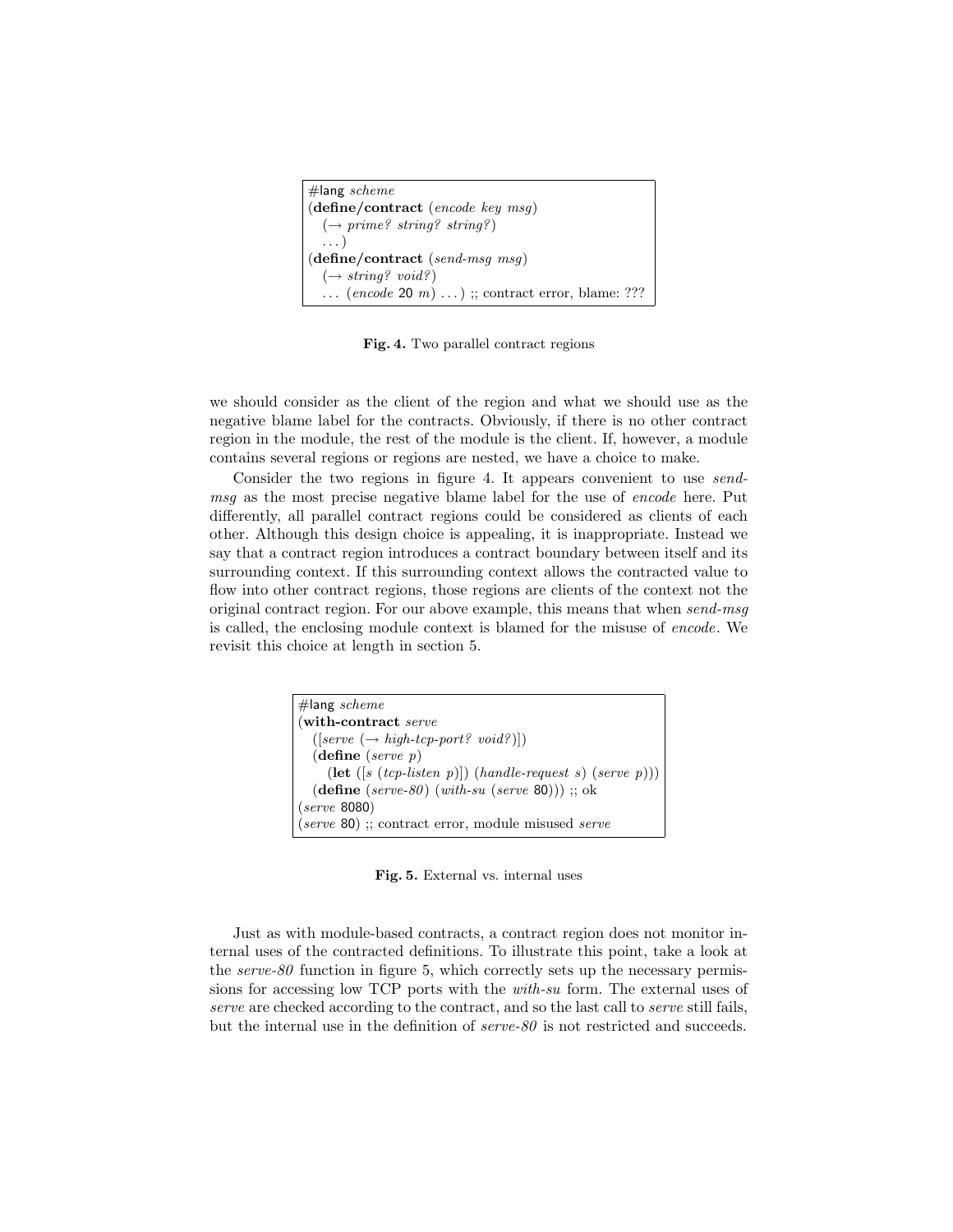```
#lang scheme
(define/contract (encode key msg)
  (→ prime? string? string?)
  ...)
(define/contract (send-msg msg)
  (→ string? void?)
  ... (encode 20 m) ...) ;; contract error, blame: ???
```

**Fig. 4.** Two parallel contract regions

we should consider as the client of the region and what we should use as the negative blame label for the contracts. Obviously, if there is no other contract region in the module, the rest of the module is the client. If, however, a module contains several regions or regions are nested, we have a choice to make.

Consider the two regions in figure 4. It appears convenient to use *send-msg* as the most precise negative blame label for the use of *encode* here. Put differently, all parallel contract regions could be considered as clients of each other. Although this design choice is appealing, it is inappropriate. Instead we say that a contract region introduces a contract boundary between itself and its surrounding context. If this surrounding context allows the contracted value to flow into other contract regions, those regions are clients of the context not the original contract region. For our above example, this means that when *send-msg* is called, the enclosing module context is blamed for the misuse of *encode*. We revisit this choice at length in section 5.

```
#lang scheme
(with-contract serve
  ([serve (→ high-tcp-port? void?)])
  (define (serve p)
    (let ([s (tcp-listen p)]) (handle-request s) (serve p)))
  (define (serve-80) (with-su (serve 80))) ;; ok
(serve 8080)
(serve 80) ;; contract error, module misused serve
```

**Fig. 5.** External vs. internal uses

Just as with module-based contracts, a contract region does not monitor internal uses of the contracted definitions. To illustrate this point, take a look at the *serve-80* function in figure 5, which correctly sets up the necessary permissions for accessing low TCP ports with the *with-su* form. The external uses of *serve* are checked according to the contract, and so the last call to *serve* still fails, but the internal use in the definition of *serve-80* is not restricted and succeeds.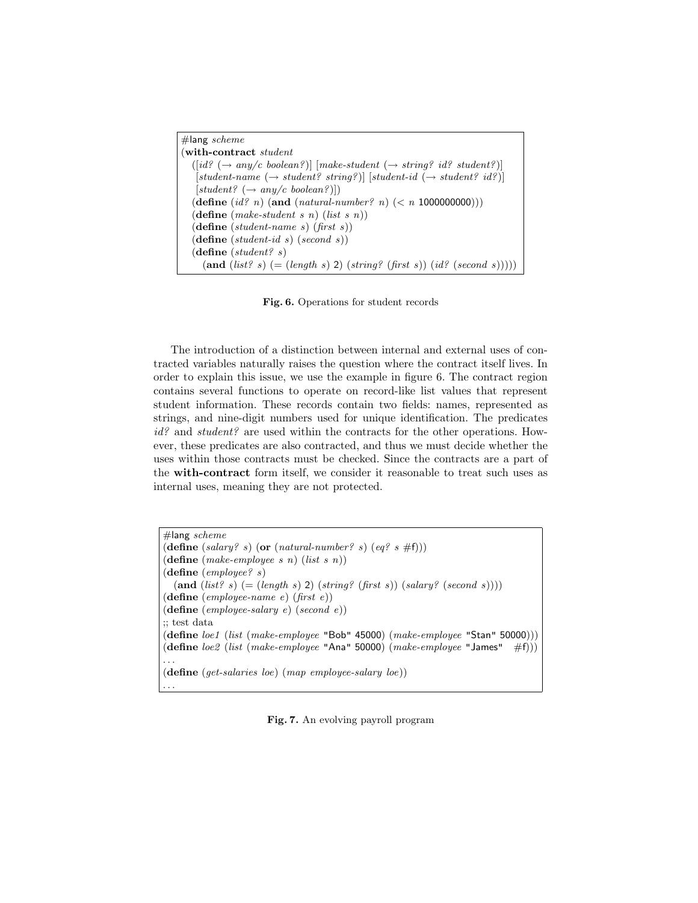```
#lang scheme
(with-contract student
  ([id? (→ any/c boolean?)] [make-student (→ string? id? student?)]
   [student-name (→ student? string?)] [student-id (→ student? id?)]
   [student? (→ any/c boolean?)])
  (define (id? n) (and (natural-number? n) (< n 1000000000)))
  (define (make-student s n) (list s n))
  (define (student-name s) (first s))
  (define (student-id s) (second s))
  (define (student? s)
    (and (list? s) (= (length s) 2) (string? (first s)) (id? (second s)))))
```

**Fig. 6.** Operations for student records

The introduction of a distinction between internal and external uses of contracted variables naturally raises the question where the contract itself lives. In order to explain this issue, we use the example in figure 6. The contract region contains several functions to operate on record-like list values that represent student information. These records contain two fields: names, represented as strings, and nine-digit numbers used for unique identification. The predicates *id?* and *student?* are used within the contracts for the other operations. However, these predicates are also contracted, and thus we must decide whether the uses within those contracts must be checked. Since the contracts are a part of the **with-contract** form itself, we consider it reasonable to treat such uses as internal uses, meaning they are not protected.

```
#lang scheme
(define (salary? s) (or (natural-number? s) (eq? s #f)))
(define (make-employee s n) (list s n))
(define (employee? s)
  (and (list? s) (= (length s) 2) (string? (first s)) (salary? (second s))))
(define (employee-name e) (first e))
(define (employee-salary e) (second e))
;; test data
(define loe1 (list (make-employee "Bob" 45000) (make-employee "Stan" 50000)))
(define loe2 (list (make-employee "Ana" 50000) (make-employee "James"  #f)))
...
(define (get-salaries loe) (map employee-salary loe))
...
```

**Fig. 7.** An evolving payroll program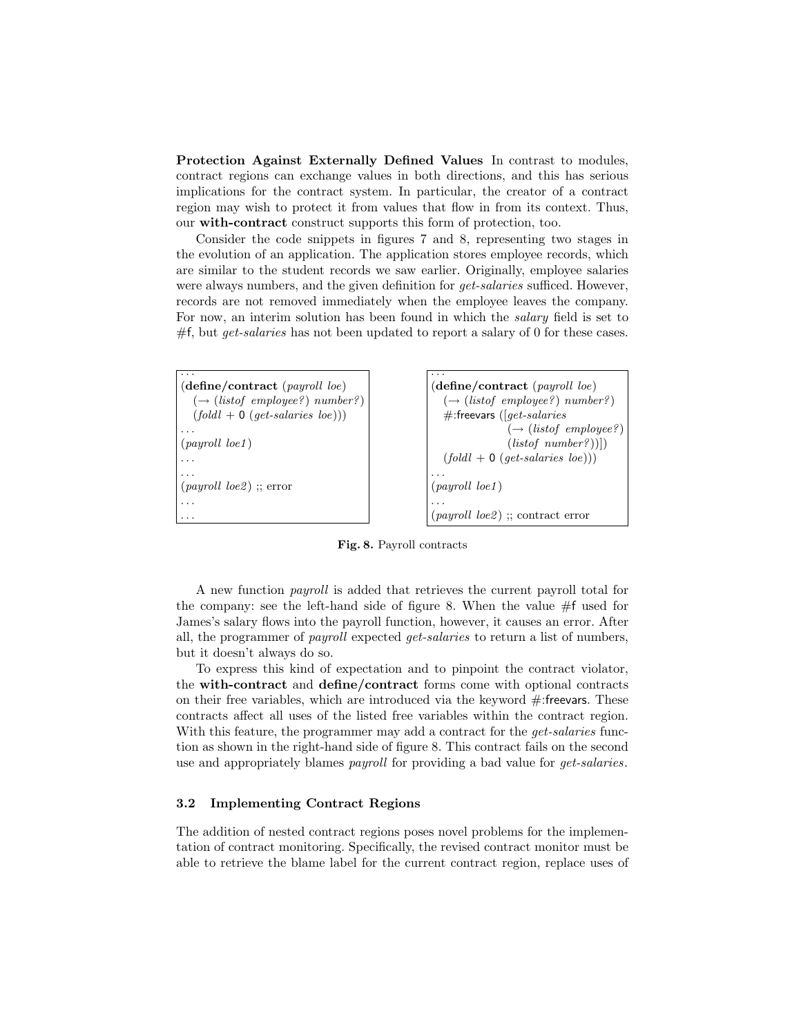**Protection Against Externally Defined Values** In contrast to modules, contract regions can exchange values in both directions, and this has serious implications for the contract system. In particular, the creator of a contract region may wish to protect it from values that flow in from its context. Thus, our **with-contract** construct supports this form of protection, too.

Consider the code snippets in figures 7 and 8, representing two stages in the evolution of an application. The application stores employee records, which are similar to the student records we saw earlier. Originally, employee salaries were always numbers, and the given definition for *get-salaries* sufficed. However, records are not removed immediately when the employee leaves the company. For now, an interim solution has been found in which the *salary* field is set to #f, but *get-salaries* has not been updated to report a salary of 0 for these cases.

```
...
(define/contract (payroll loe)
  (→ (listof employee?) number?)
  (foldl + 0 (get-salaries loe)))
...
(payroll loe1)
...
...
(payroll loe2) ;; error
...
...
```

```
...
(define/contract (payroll loe)
  (→ (listof employee?) number?)
  #:freevars ([get-salaries
               (→ (listof employee?)
                  (listof number?))])
  (foldl + 0 (get-salaries loe)))
...
(payroll loe1)
...
(payroll loe2) ;; contract error
```

**Fig. 8.** Payroll contracts

A new function *payroll* is added that retrieves the current payroll total for the company: see the left-hand side of figure 8. When the value #f used for James's salary flows into the payroll function, however, it causes an error. After all, the programmer of *payroll* expected *get-salaries* to return a list of numbers, but it doesn't always do so.

To express this kind of expectation and to pinpoint the contract violator, the **with-contract** and **define/contract** forms come with optional contracts on their free variables, which are introduced via the keyword #:freevars. These contracts affect all uses of the listed free variables within the contract region. With this feature, the programmer may add a contract for the *get-salaries* function as shown in the right-hand side of figure 8. This contract fails on the second use and appropriately blames *payroll* for providing a bad value for *get-salaries*.

### 3.2 Implementing Contract Regions

The addition of nested contract regions poses novel problems for the implementation of contract monitoring. Specifically, the revised contract monitor must be able to retrieve the blame label for the current contract region, replace uses of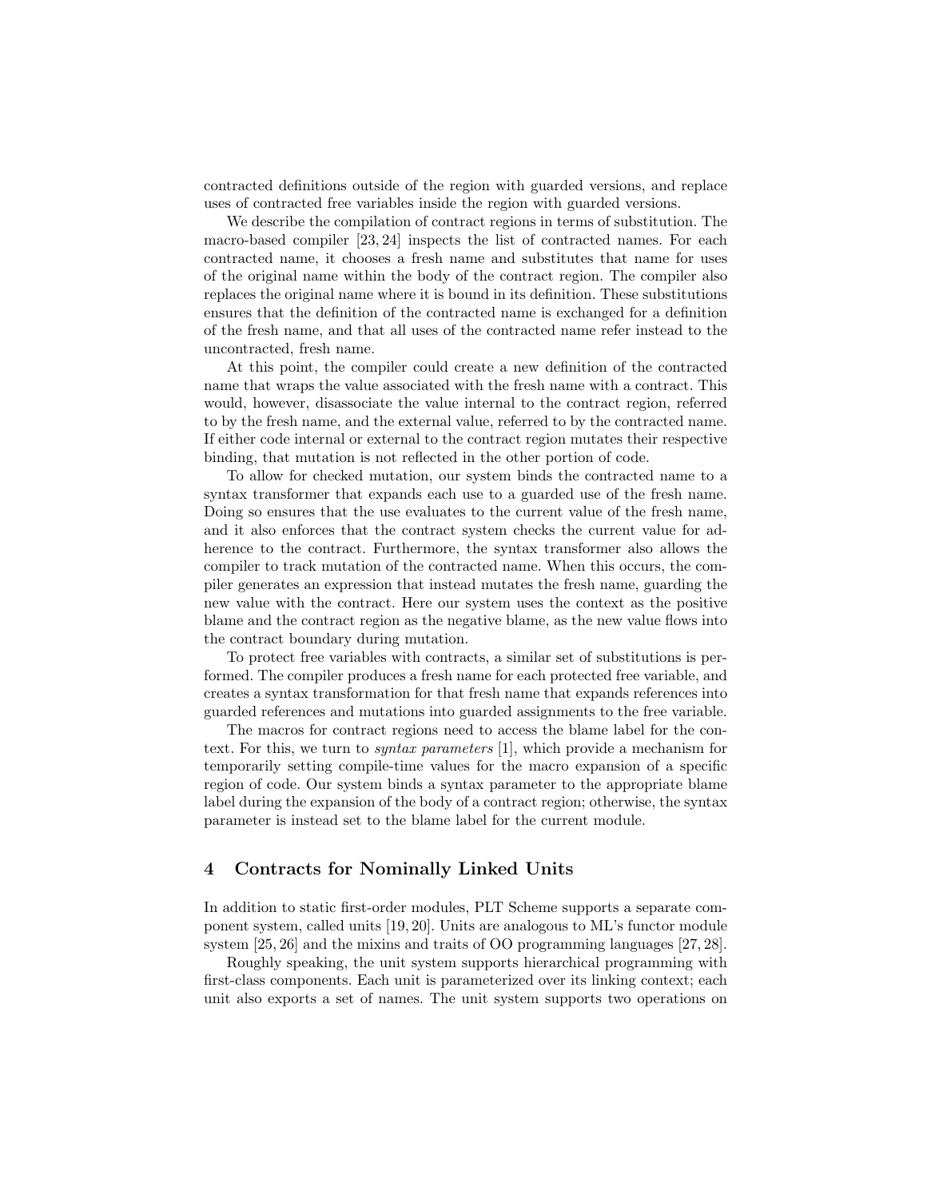contracted definitions outside of the region with guarded versions, and replace uses of contracted free variables inside the region with guarded versions.

We describe the compilation of contract regions in terms of substitution. The macro-based compiler [23, 24] inspects the list of contracted names. For each contracted name, it chooses a fresh name and substitutes that name for uses of the original name within the body of the contract region. The compiler also replaces the original name where it is bound in its definition. These substitutions ensures that the definition of the contracted name is exchanged for a definition of the fresh name, and that all uses of the contracted name refer instead to the uncontracted, fresh name.

At this point, the compiler could create a new definition of the contracted name that wraps the value associated with the fresh name with a contract. This would, however, disassociate the value internal to the contract region, referred to by the fresh name, and the external value, referred to by the contracted name. If either code internal or external to the contract region mutates their respective binding, that mutation is not reflected in the other portion of code.

To allow for checked mutation, our system binds the contracted name to a syntax transformer that expands each use to a guarded use of the fresh name. Doing so ensures that the use evaluates to the current value of the fresh name, and it also enforces that the contract system checks the current value for adherence to the contract. Furthermore, the syntax transformer also allows the compiler to track mutation of the contracted name. When this occurs, the compiler generates an expression that instead mutates the fresh name, guarding the new value with the contract. Here our system uses the context as the positive blame and the contract region as the negative blame, as the new value flows into the contract boundary during mutation.

To protect free variables with contracts, a similar set of substitutions is performed. The compiler produces a fresh name for each protected free variable, and creates a syntax transformation for that fresh name that expands references into guarded references and mutations into guarded assignments to the free variable.

The macros for contract regions need to access the blame label for the context. For this, we turn to *syntax parameters* [1], which provide a mechanism for temporarily setting compile-time values for the macro expansion of a specific region of code. Our system binds a syntax parameter to the appropriate blame label during the expansion of the body of a contract region; otherwise, the syntax parameter is instead set to the blame label for the current module.

## 4 Contracts for Nominally Linked Units

In addition to static first-order modules, PLT Scheme supports a separate component system, called units [19, 20]. Units are analogous to ML's functor module system [25, 26] and the mixins and traits of OO programming languages [27, 28].

Roughly speaking, the unit system supports hierarchical programming with first-class components. Each unit is parameterized over its linking context; each unit also exports a set of names. The unit system supports two operations on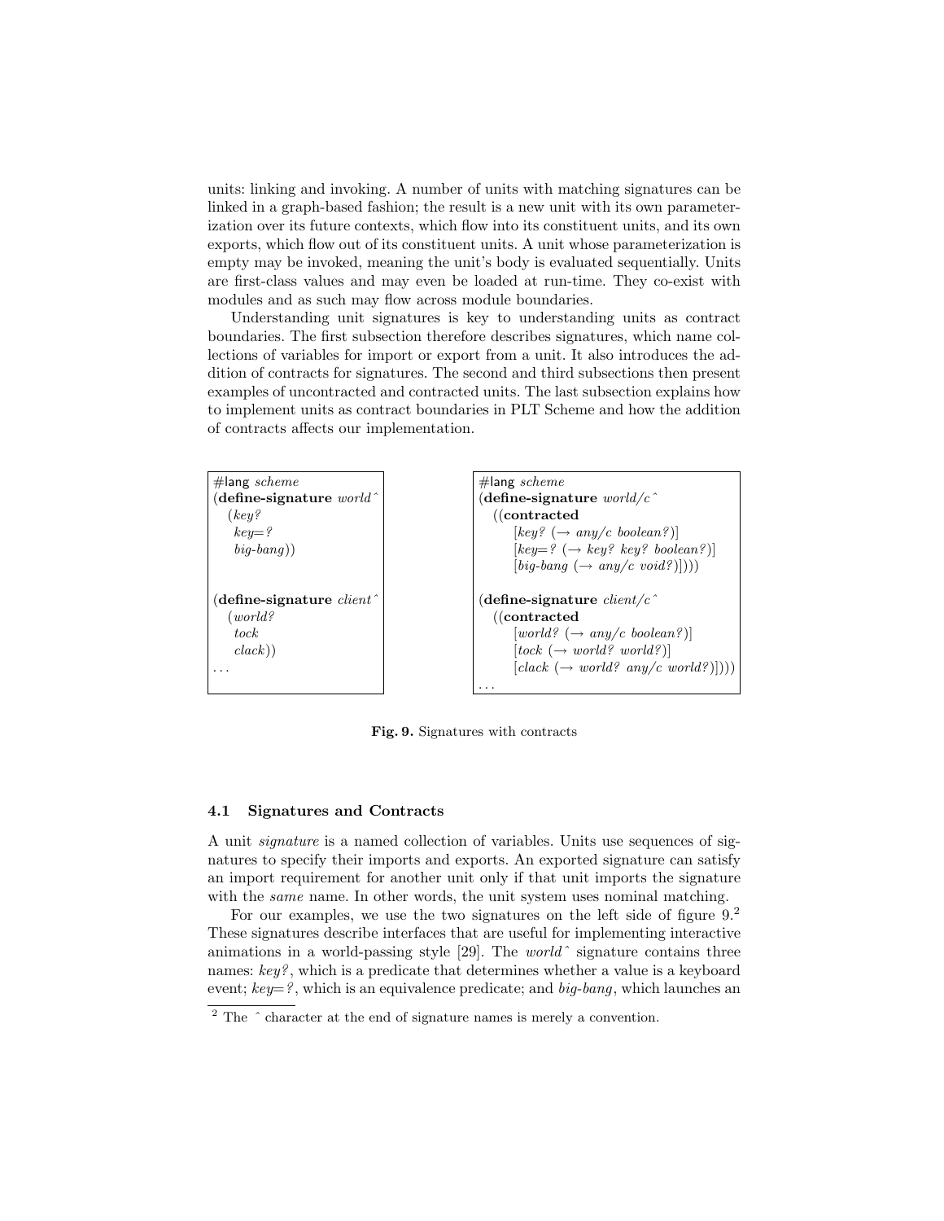units: linking and invoking. A number of units with matching signatures can be linked in a graph-based fashion; the result is a new unit with its own parameterization over its future contexts, which flow into its constituent units, and its own exports, which flow out of its constituent units. A unit whose parameterization is empty may be invoked, meaning the unit's body is evaluated sequentially. Units are first-class values and may even be loaded at run-time. They co-exist with modules and as such may flow across module boundaries.

Understanding unit signatures is key to understanding units as contract boundaries. The first subsection therefore describes signatures, which name collections of variables for import or export from a unit. It also introduces the addition of contracts for signatures. The second and third subsections then present examples of uncontracted and contracted units. The last subsection explains how to implement units as contract boundaries in PLT Scheme and how the addition of contracts affects our implementation.

```
#lang scheme
(define-signature world^
  (key?
   key=?
   big-bang))


(define-signature client^
  (world?
   tock
   clack))
...
```

```
#lang scheme
(define-signature world/c^
  ((contracted
      [key? (→ any/c boolean?)]
      [key=? (→ key? key? boolean?)]
      [big-bang (→ any/c void?)])))

(define-signature client/c^
  ((contracted
      [world? (→ any/c boolean?)]
      [tock (→ world? world?)]
      [clack (→ world? any/c world?)])))
...
```

**Fig. 9.** Signatures with contracts

### 4.1 Signatures and Contracts

A unit *signature* is a named collection of variables. Units use sequences of signatures to specify their imports and exports. An exported signature can satisfy an import requirement for another unit only if that unit imports the signature with the *same* name. In other words, the unit system uses nominal matching.

For our examples, we use the two signatures on the left side of figure 9.[2] These signatures describe interfaces that are useful for implementing interactive animations in a world-passing style [29]. The *world^* signature contains three names: *key?*, which is a predicate that determines whether a value is a keyboard event; *key=?*, which is an equivalence predicate; and *big-bang*, which launches an

[2] The ^ character at the end of signature names is merely a convention.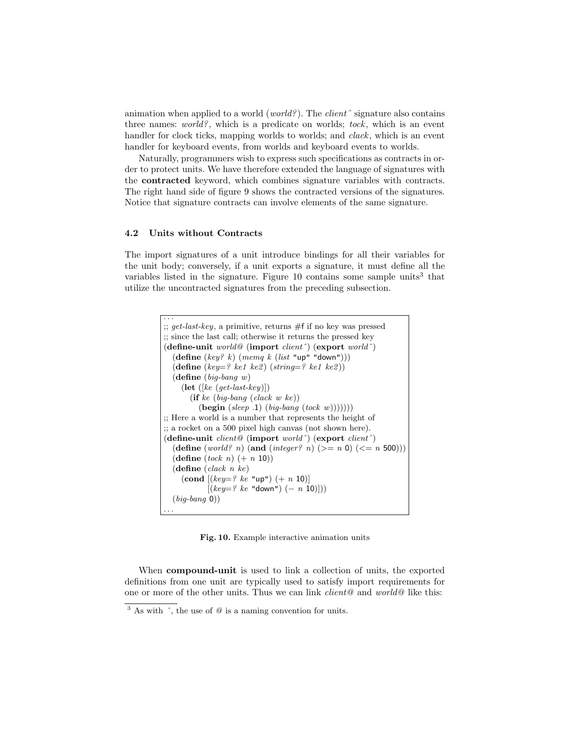animation when applied to a world (*world?*). The *client^* signature also contains three names: *world?*, which is a predicate on worlds; *tock*, which is an event handler for clock ticks, mapping worlds to worlds; and *clack*, which is an event handler for keyboard events, from worlds and keyboard events to worlds.

Naturally, programmers wish to express such specifications as contracts in order to protect units. We have therefore extended the language of signatures with the **contracted** keyword, which combines signature variables with contracts. The right hand side of figure 9 shows the contracted versions of the signatures. Notice that signature contracts can involve elements of the same signature.

### 4.2 Units without Contracts

The import signatures of a unit introduce bindings for all their variables for the unit body; conversely, if a unit exports a signature, it must define all the variables listed in the signature. Figure 10 contains some sample units[3] that utilize the uncontracted signatures from the preceding subsection.

```
...
;; get-last-key, a primitive, returns #f if no key was pressed
;; since the last call; otherwise it returns the pressed key
(define-unit world@ (import client^) (export world^)
  (define (key? k) (memq k (list "up" "down")))
  (define (key=? ke1 ke2) (string=? ke1 ke2))
  (define (big-bang w)
    (let ([ke (get-last-key)])
      (if ke (big-bang (clack w ke))
          (begin (sleep .1) (big-bang (tock w)))))))
;; Here a world is a number that represents the height of
;; a rocket on a 500 pixel high canvas (not shown here).
(define-unit client@ (import world^) (export client^)
  (define (world? n) (and (integer? n) (>= n 0) (<= n 500)))
  (define (tock n) (+ n 10))
  (define (clack n ke)
    (cond [(key=? ke "up") (+ n 10)]
          [(key=? ke "down") (- n 10)]))
  (big-bang 0))
...
```

**Fig. 10.** Example interactive animation units

When **compound-unit** is used to link a collection of units, the exported definitions from one unit are typically used to satisfy import requirements for one or more of the other units. Thus we can link *client@* and *world@* like this:

[3] As with ^, the use of @ is a naming convention for units.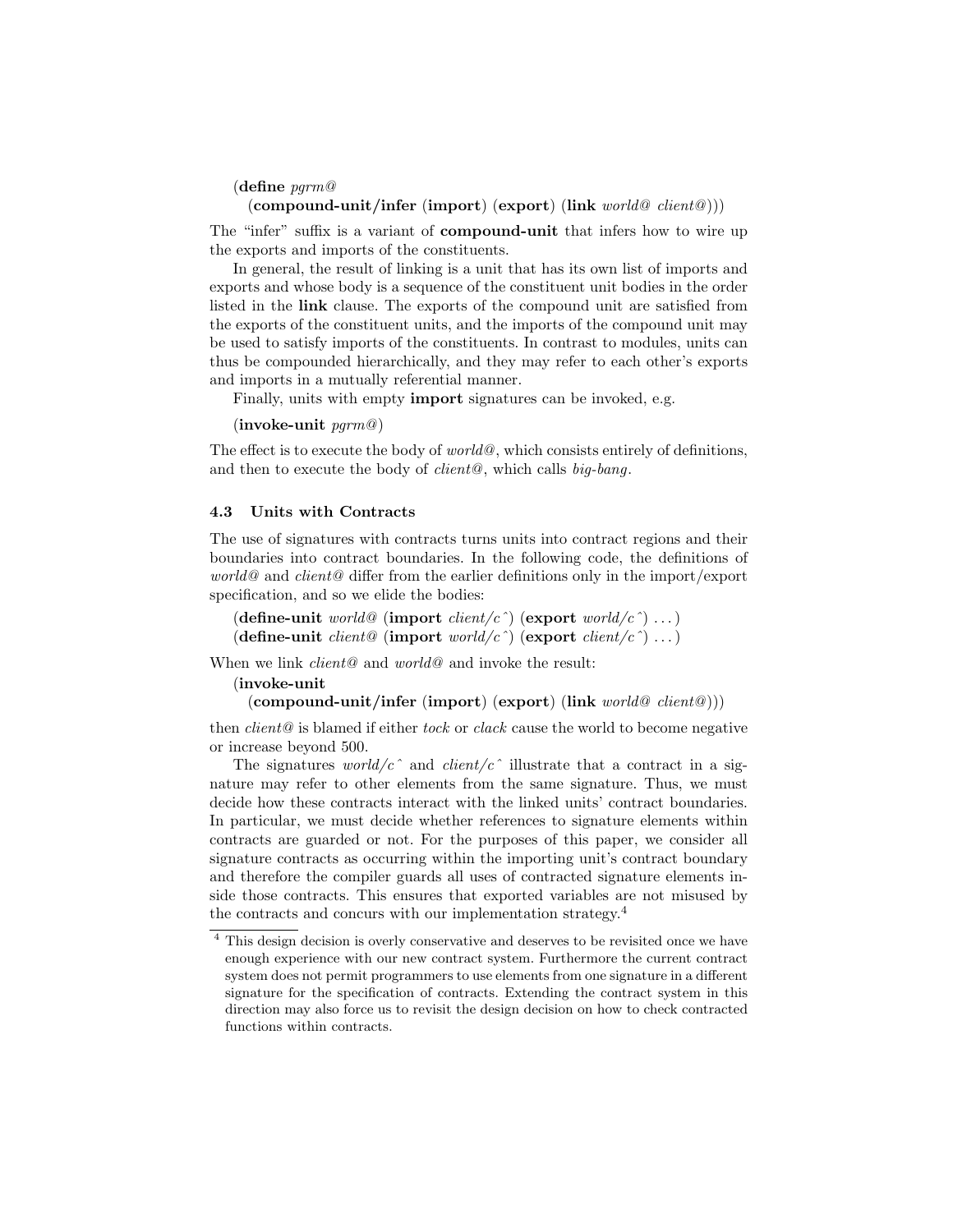```
(define pgrm@
  (compound-unit/infer (import) (export) (link world@ client@)))
```

The "infer" suffix is a variant of **compound-unit** that infers how to wire up the exports and imports of the constituents.

In general, the result of linking is a unit that has its own list of imports and exports and whose body is a sequence of the constituent unit bodies in the order listed in the **link** clause. The exports of the compound unit are satisfied from the exports of the constituent units, and the imports of the compound unit may be used to satisfy imports of the constituents. In contrast to modules, units can thus be compounded hierarchically, and they may refer to each other's exports and imports in a mutually referential manner.

Finally, units with empty **import** signatures can be invoked, e.g.

```
(invoke-unit pgrm@)
```

The effect is to execute the body of *world@*, which consists entirely of definitions, and then to execute the body of *client@*, which calls *big-bang*.

### 4.3 Units with Contracts

The use of signatures with contracts turns units into contract regions and their boundaries into contract boundaries. In the following code, the definitions of *world@* and *client@* differ from the earlier definitions only in the import/export specification, and so we elide the bodies:

```
(define-unit world@ (import client/c^) (export world/c^) ...)
(define-unit client@ (import world/c^) (export client/c^) ...)
```

When we link *client@* and *world@* and invoke the result:

```
(invoke-unit
  (compound-unit/infer (import) (export) (link world@ client@)))
```

then *client@* is blamed if either *tock* or *clack* cause the world to become negative or increase beyond 500.

The signatures *world/c^* and *client/c^* illustrate that a contract in a signature may refer to other elements from the same signature. Thus, we must decide how these contracts interact with the linked units' contract boundaries. In particular, we must decide whether references to signature elements within contracts are guarded or not. For the purposes of this paper, we consider all signature contracts as occurring within the importing unit's contract boundary and therefore the compiler guards all uses of contracted signature elements inside those contracts. This ensures that exported variables are not misused by the contracts and concurs with our implementation strategy.[4]

[4] This design decision is overly conservative and deserves to be revisited once we have enough experience with our new contract system. Furthermore the current contract system does not permit programmers to use elements from one signature in a different signature for the specification of contracts. Extending the contract system in this direction may also force us to revisit the design decision on how to check contracted functions within contracts.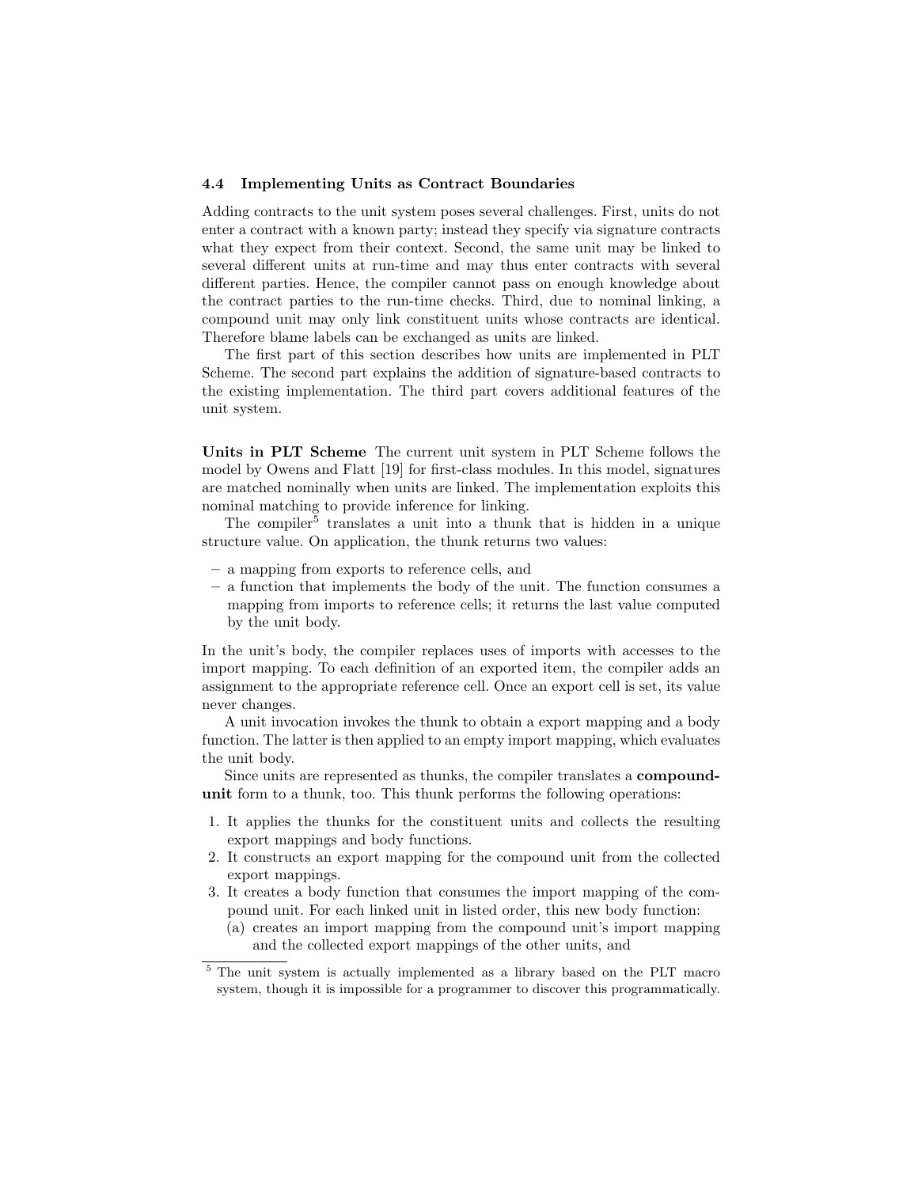### 4.4 Implementing Units as Contract Boundaries

Adding contracts to the unit system poses several challenges. First, units do not enter a contract with a known party; instead they specify via signature contracts what they expect from their context. Second, the same unit may be linked to several different units at run-time and may thus enter contracts with several different parties. Hence, the compiler cannot pass on enough knowledge about the contract parties to the run-time checks. Third, due to nominal linking, a compound unit may only link constituent units whose contracts are identical. Therefore blame labels can be exchanged as units are linked.

The first part of this section describes how units are implemented in PLT Scheme. The second part explains the addition of signature-based contracts to the existing implementation. The third part covers additional features of the unit system.

**Units in PLT Scheme** The current unit system in PLT Scheme follows the model by Owens and Flatt [19] for first-class modules. In this model, signatures are matched nominally when units are linked. The implementation exploits this nominal matching to provide inference for linking.

The compiler[5] translates a unit into a thunk that is hidden in a unique structure value. On application, the thunk returns two values:

- a mapping from exports to reference cells, and
- a function that implements the body of the unit. The function consumes a mapping from imports to reference cells; it returns the last value computed by the unit body.

In the unit's body, the compiler replaces uses of imports with accesses to the import mapping. To each definition of an exported item, the compiler adds an assignment to the appropriate reference cell. Once an export cell is set, its value never changes.

A unit invocation invokes the thunk to obtain a export mapping and a body function. The latter is then applied to an empty import mapping, which evaluates the unit body.

Since units are represented as thunks, the compiler translates a **compound-unit** form to a thunk, too. This thunk performs the following operations:

1. It applies the thunks for the constituent units and collects the resulting export mappings and body functions.
2. It constructs an export mapping for the compound unit from the collected export mappings.
3. It creates a body function that consumes the import mapping of the compound unit. For each linked unit in listed order, this new body function:
   (a) creates an import mapping from the compound unit's import mapping and the collected export mappings of the other units, and

[5] The unit system is actually implemented as a library based on the PLT macro system, though it is impossible for a programmer to discover this programmatically.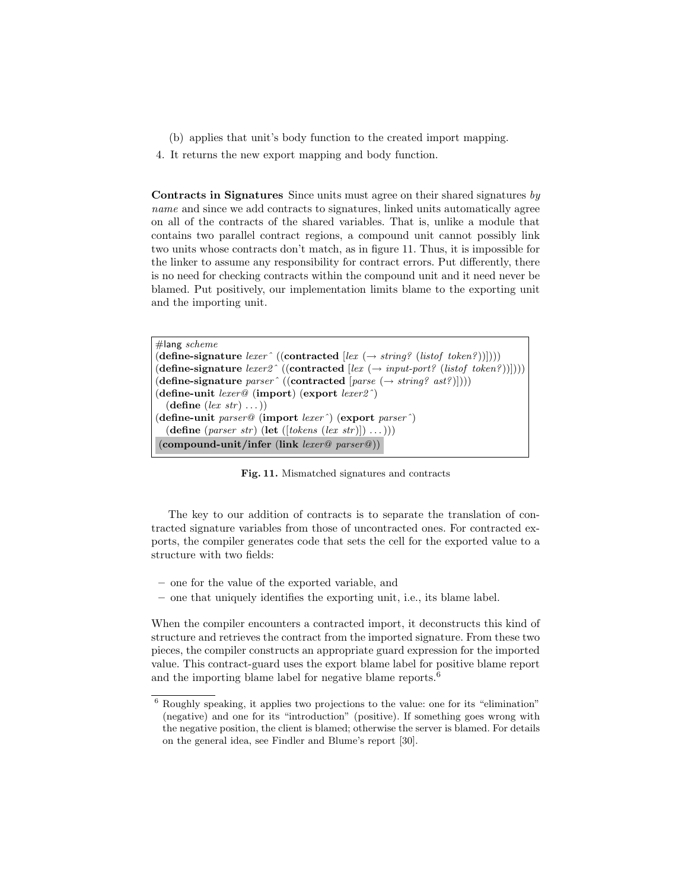(b) applies that unit's body function to the created import mapping.

4. It returns the new export mapping and body function.

**Contracts in Signatures** Since units must agree on their shared signatures *by name* and since we add contracts to signatures, linked units automatically agree on all of the contracts of the shared variables. That is, unlike a module that contains two parallel contract regions, a compound unit cannot possibly link two units whose contracts don't match, as in figure 11. Thus, it is impossible for the linker to assume any responsibility for contract errors. Put differently, there is no need for checking contracts within the compound unit and it need never be blamed. Put positively, our implementation limits blame to the exporting unit and the importing unit.

```
#lang scheme
(define-signature lexer^ ((contracted [lex (→ string? (listof token?))])))
(define-signature lexer2^ ((contracted [lex (→ input-port? (listof token?))])))
(define-signature parser^ ((contracted [parse (→ string? ast?)])))
(define-unit lexer@ (import) (export lexer2^)
  (define (lex str) ...))
(define-unit parser@ (import lexer^) (export parser^)
  (define (parser str) (let ([tokens (lex str)]) ...)))
(compound-unit/infer (link lexer@ parser@))
```

**Fig. 11.** Mismatched signatures and contracts

The key to our addition of contracts is to separate the translation of contracted signature variables from those of uncontracted ones. For contracted exports, the compiler generates code that sets the cell for the exported value to a structure with two fields:

– one for the value of the exported variable, and
– one that uniquely identifies the exporting unit, i.e., its blame label.

When the compiler encounters a contracted import, it deconstructs this kind of structure and retrieves the contract from the imported signature. From these two pieces, the compiler constructs an appropriate guard expression for the imported value. This contract-guard uses the export blame label for positive blame report and the importing blame label for negative blame reports.[6]

[6] Roughly speaking, it applies two projections to the value: one for its "elimination" (negative) and one for its "introduction" (positive). If something goes wrong with the negative position, the client is blamed; otherwise the server is blamed. For details on the general idea, see Findler and Blume's report [30].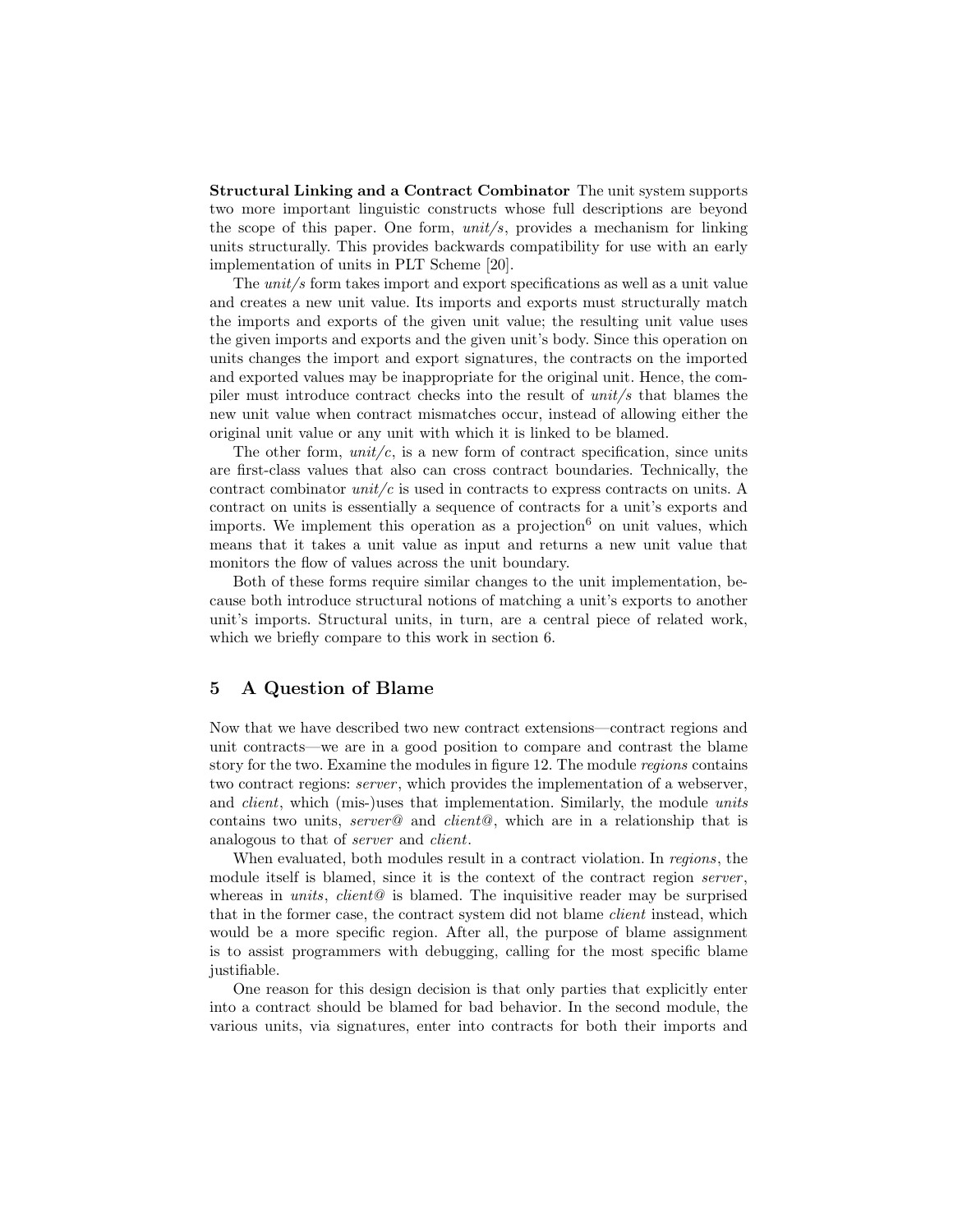**Structural Linking and a Contract Combinator** The unit system supports two more important linguistic constructs whose full descriptions are beyond the scope of this paper. One form, *unit/s*, provides a mechanism for linking units structurally. This provides backwards compatibility for use with an early implementation of units in PLT Scheme [20].

The *unit/s* form takes import and export specifications as well as a unit value and creates a new unit value. Its imports and exports must structurally match the imports and exports of the given unit value; the resulting unit value uses the given imports and exports and the given unit's body. Since this operation on units changes the import and export signatures, the contracts on the imported and exported values may be inappropriate for the original unit. Hence, the compiler must introduce contract checks into the result of *unit/s* that blames the new unit value when contract mismatches occur, instead of allowing either the original unit value or any unit with which it is linked to be blamed.

The other form, *unit/c*, is a new form of contract specification, since units are first-class values that also can cross contract boundaries. Technically, the contract combinator *unit/c* is used in contracts to express contracts on units. A contract on units is essentially a sequence of contracts for a unit's exports and imports. We implement this operation as a projection[6] on unit values, which means that it takes a unit value as input and returns a new unit value that monitors the flow of values across the unit boundary.

Both of these forms require similar changes to the unit implementation, because both introduce structural notions of matching a unit's exports to another unit's imports. Structural units, in turn, are a central piece of related work, which we briefly compare to this work in section 6.

## 5 A Question of Blame

Now that we have described two new contract extensions—contract regions and unit contracts—we are in a good position to compare and contrast the blame story for the two. Examine the modules in figure 12. The module *regions* contains two contract regions: *server*, which provides the implementation of a webserver, and *client*, which (mis-)uses that implementation. Similarly, the module *units* contains two units, *server@* and *client@*, which are in a relationship that is analogous to that of *server* and *client*.

When evaluated, both modules result in a contract violation. In *regions*, the module itself is blamed, since it is the context of the contract region *server*, whereas in *units*, *client@* is blamed. The inquisitive reader may be surprised that in the former case, the contract system did not blame *client* instead, which would be a more specific region. After all, the purpose of blame assignment is to assist programmers with debugging, calling for the most specific blame justifiable.

One reason for this design decision is that only parties that explicitly enter into a contract should be blamed for bad behavior. In the second module, the various units, via signatures, enter into contracts for both their imports and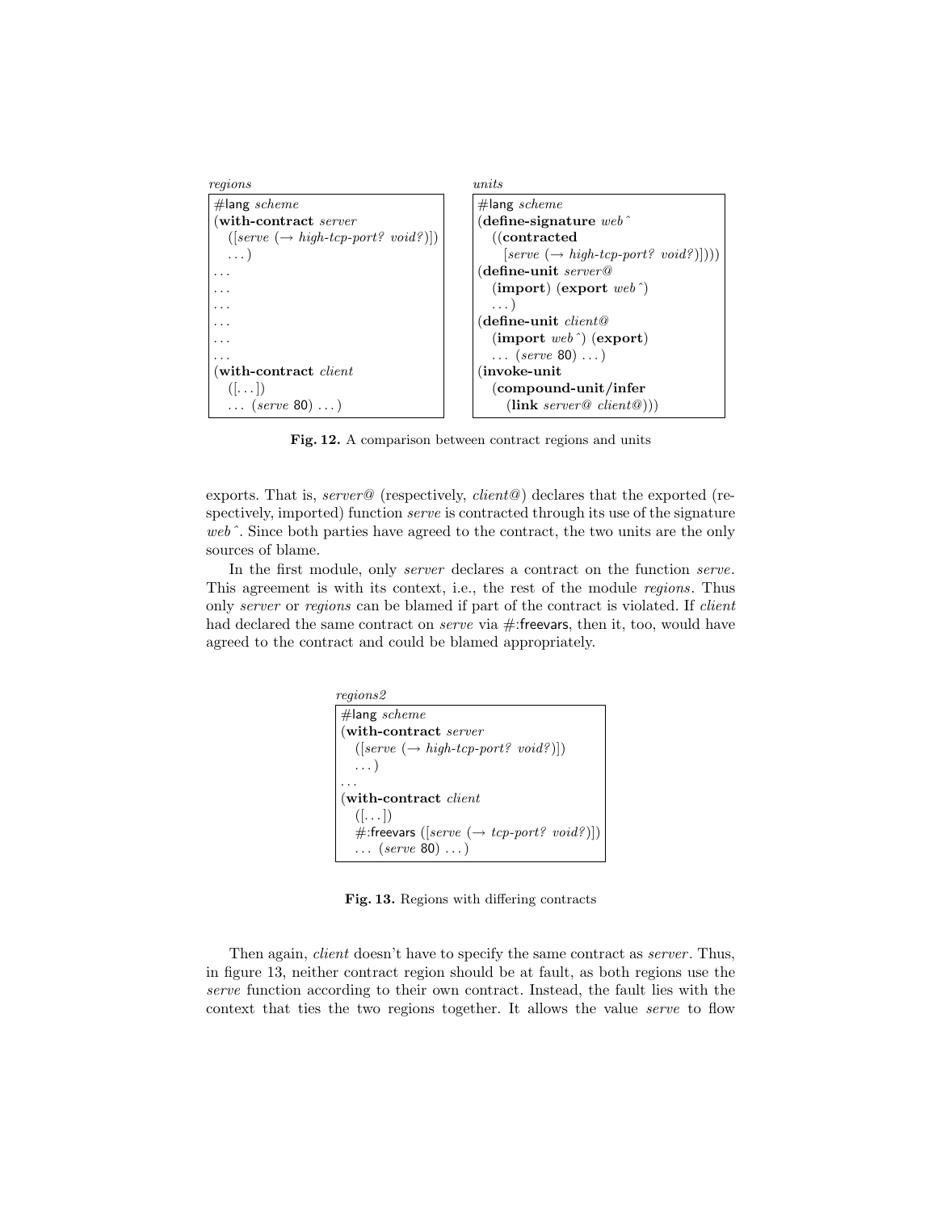*regions*

```
#lang scheme
(with-contract server
  ([serve (→ high-tcp-port? void?)])
  ...)
...
...
...
...
...
...
(with-contract client
  ([...])
  ... (serve 80) ...)
```

*units*

```
#lang scheme
(define-signature web^
  ((contracted
    [serve (→ high-tcp-port? void?)])))
(define-unit server@
  (import) (export web^)
  ...)
(define-unit client@
  (import web^) (export)
  ... (serve 80) ...)
(invoke-unit
  (compound-unit/infer
    (link server@ client@)))
```

**Fig. 12.** A comparison between contract regions and units

exports. That is, *server@* (respectively, *client@*) declares that the exported (respectively, imported) function *serve* is contracted through its use of the signature *web^*. Since both parties have agreed to the contract, the two units are the only sources of blame.

In the first module, only *server* declares a contract on the function *serve*. This agreement is with its context, i.e., the rest of the module *regions*. Thus only *server* or *regions* can be blamed if part of the contract is violated. If *client* had declared the same contract on *serve* via #:freevars, then it, too, would have agreed to the contract and could be blamed appropriately.

*regions2*

```
#lang scheme
(with-contract server
  ([serve (→ high-tcp-port? void?)])
  ...)
...
(with-contract client
  ([...])
  #:freevars ([serve (→ tcp-port? void?)])
  ... (serve 80) ...)
```

**Fig. 13.** Regions with differing contracts

Then again, *client* doesn't have to specify the same contract as *server*. Thus, in figure 13, neither contract region should be at fault, as both regions use the *serve* function according to their own contract. Instead, the fault lies with the context that ties the two regions together. It allows the value *serve* to flow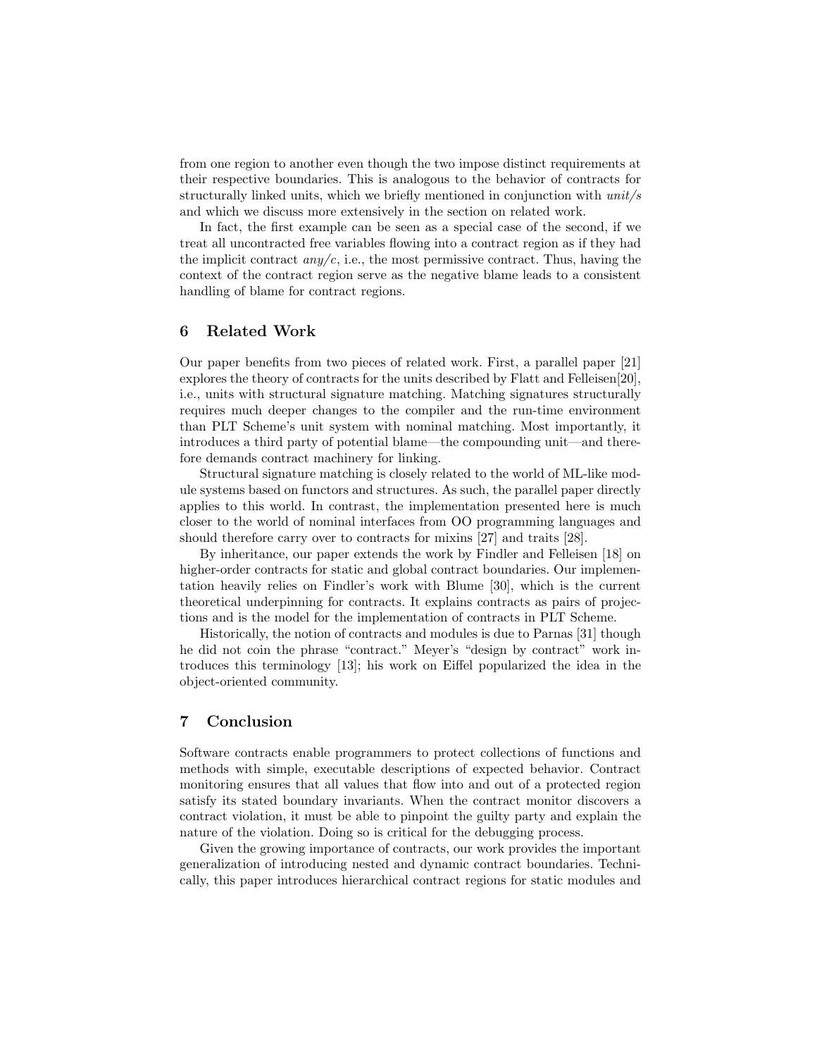from one region to another even though the two impose distinct requirements at their respective boundaries. This is analogous to the behavior of contracts for structurally linked units, which we briefly mentioned in conjunction with *unit/s* and which we discuss more extensively in the section on related work.

In fact, the first example can be seen as a special case of the second, if we treat all uncontracted free variables flowing into a contract region as if they had the implicit contract *any/c*, i.e., the most permissive contract. Thus, having the context of the contract region serve as the negative blame leads to a consistent handling of blame for contract regions.

## 6 Related Work

Our paper benefits from two pieces of related work. First, a parallel paper [21] explores the theory of contracts for the units described by Flatt and Felleisen[20], i.e., units with structural signature matching. Matching signatures structurally requires much deeper changes to the compiler and the run-time environment than PLT Scheme's unit system with nominal matching. Most importantly, it introduces a third party of potential blame—the compounding unit—and therefore demands contract machinery for linking.

Structural signature matching is closely related to the world of ML-like module systems based on functors and structures. As such, the parallel paper directly applies to this world. In contrast, the implementation presented here is much closer to the world of nominal interfaces from OO programming languages and should therefore carry over to contracts for mixins [27] and traits [28].

By inheritance, our paper extends the work by Findler and Felleisen [18] on higher-order contracts for static and global contract boundaries. Our implementation heavily relies on Findler's work with Blume [30], which is the current theoretical underpinning for contracts. It explains contracts as pairs of projections and is the model for the implementation of contracts in PLT Scheme.

Historically, the notion of contracts and modules is due to Parnas [31] though he did not coin the phrase "contract." Meyer's "design by contract" work introduces this terminology [13]; his work on Eiffel popularized the idea in the object-oriented community.

## 7 Conclusion

Software contracts enable programmers to protect collections of functions and methods with simple, executable descriptions of expected behavior. Contract monitoring ensures that all values that flow into and out of a protected region satisfy its stated boundary invariants. When the contract monitor discovers a contract violation, it must be able to pinpoint the guilty party and explain the nature of the violation. Doing so is critical for the debugging process.

Given the growing importance of contracts, our work provides the important generalization of introducing nested and dynamic contract boundaries. Technically, this paper introduces hierarchical contract regions for static modules and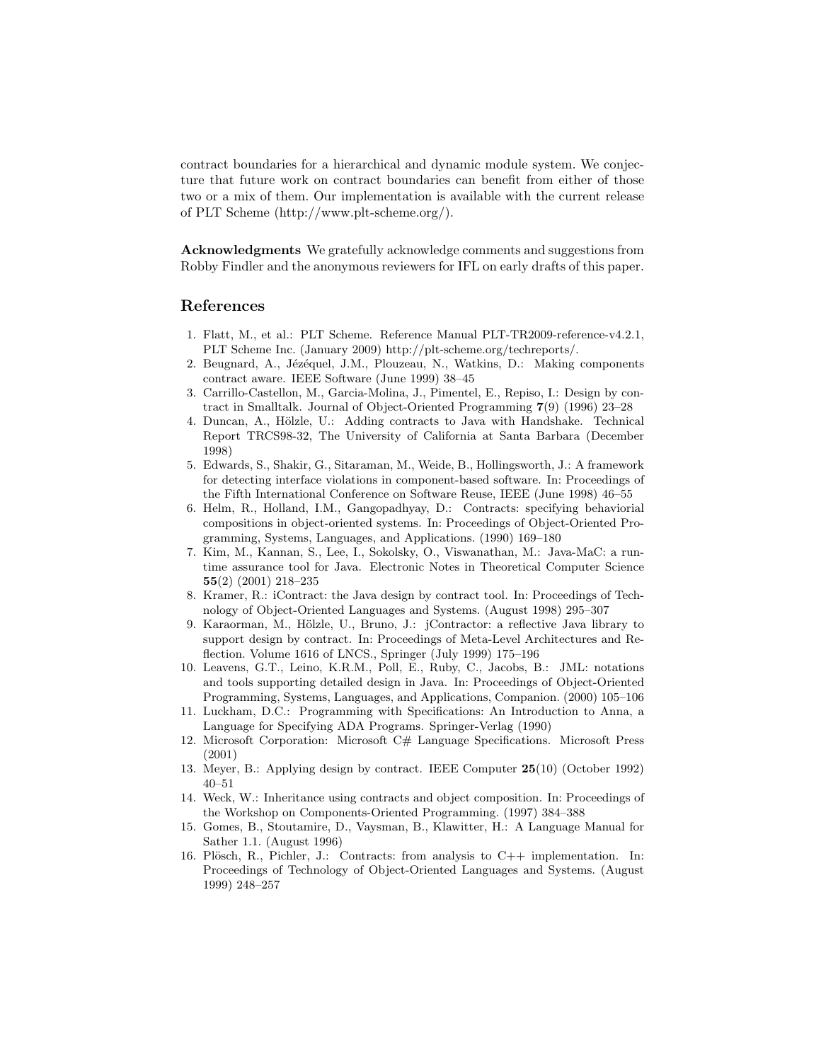contract boundaries for a hierarchical and dynamic module system. We conjecture that future work on contract boundaries can benefit from either of those two or a mix of them. Our implementation is available with the current release of PLT Scheme (http://www.plt-scheme.org/).

**Acknowledgments** We gratefully acknowledge comments and suggestions from Robby Findler and the anonymous reviewers for IFL on early drafts of this paper.

## References

1. Flatt, M., et al.: PLT Scheme. Reference Manual PLT-TR2009-reference-v4.2.1, PLT Scheme Inc. (January 2009) http://plt-scheme.org/techreports/.
2. Beugnard, A., Jézéquel, J.M., Plouzeau, N., Watkins, D.: Making components contract aware. IEEE Software (June 1999) 38–45
3. Carrillo-Castellon, M., Garcia-Molina, J., Pimentel, E., Repiso, I.: Design by contract in Smalltalk. Journal of Object-Oriented Programming **7**(9) (1996) 23–28
4. Duncan, A., Hölzle, U.: Adding contracts to Java with Handshake. Technical Report TRCS98-32, The University of California at Santa Barbara (December 1998)
5. Edwards, S., Shakir, G., Sitaraman, M., Weide, B., Hollingsworth, J.: A framework for detecting interface violations in component-based software. In: Proceedings of the Fifth International Conference on Software Reuse, IEEE (June 1998) 46–55
6. Helm, R., Holland, I.M., Gangopadhyay, D.: Contracts: specifying behaviorial compositions in object-oriented systems. In: Proceedings of Object-Oriented Programming, Systems, Languages, and Applications. (1990) 169–180
7. Kim, M., Kannan, S., Lee, I., Sokolsky, O., Viswanathan, M.: Java-MaC: a runtime assurance tool for Java. Electronic Notes in Theoretical Computer Science **55**(2) (2001) 218–235
8. Kramer, R.: iContract: the Java design by contract tool. In: Proceedings of Technology of Object-Oriented Languages and Systems. (August 1998) 295–307
9. Karaorman, M., Hölzle, U., Bruno, J.: jContractor: a reflective Java library to support design by contract. In: Proceedings of Meta-Level Architectures and Reflection. Volume 1616 of LNCS., Springer (July 1999) 175–196
10. Leavens, G.T., Leino, K.R.M., Poll, E., Ruby, C., Jacobs, B.: JML: notations and tools supporting detailed design in Java. In: Proceedings of Object-Oriented Programming, Systems, Languages, and Applications, Companion. (2000) 105–106
11. Luckham, D.C.: Programming with Specifications: An Introduction to Anna, a Language for Specifying ADA Programs. Springer-Verlag (1990)
12. Microsoft Corporation: Microsoft C# Language Specifications. Microsoft Press (2001)
13. Meyer, B.: Applying design by contract. IEEE Computer **25**(10) (October 1992) 40–51
14. Weck, W.: Inheritance using contracts and object composition. In: Proceedings of the Workshop on Components-Oriented Programming. (1997) 384–388
15. Gomes, B., Stoutamire, D., Vaysman, B., Klawitter, H.: A Language Manual for Sather 1.1. (August 1996)
16. Plösch, R., Pichler, J.: Contracts: from analysis to C++ implementation. In: Proceedings of Technology of Object-Oriented Languages and Systems. (August 1999) 248–257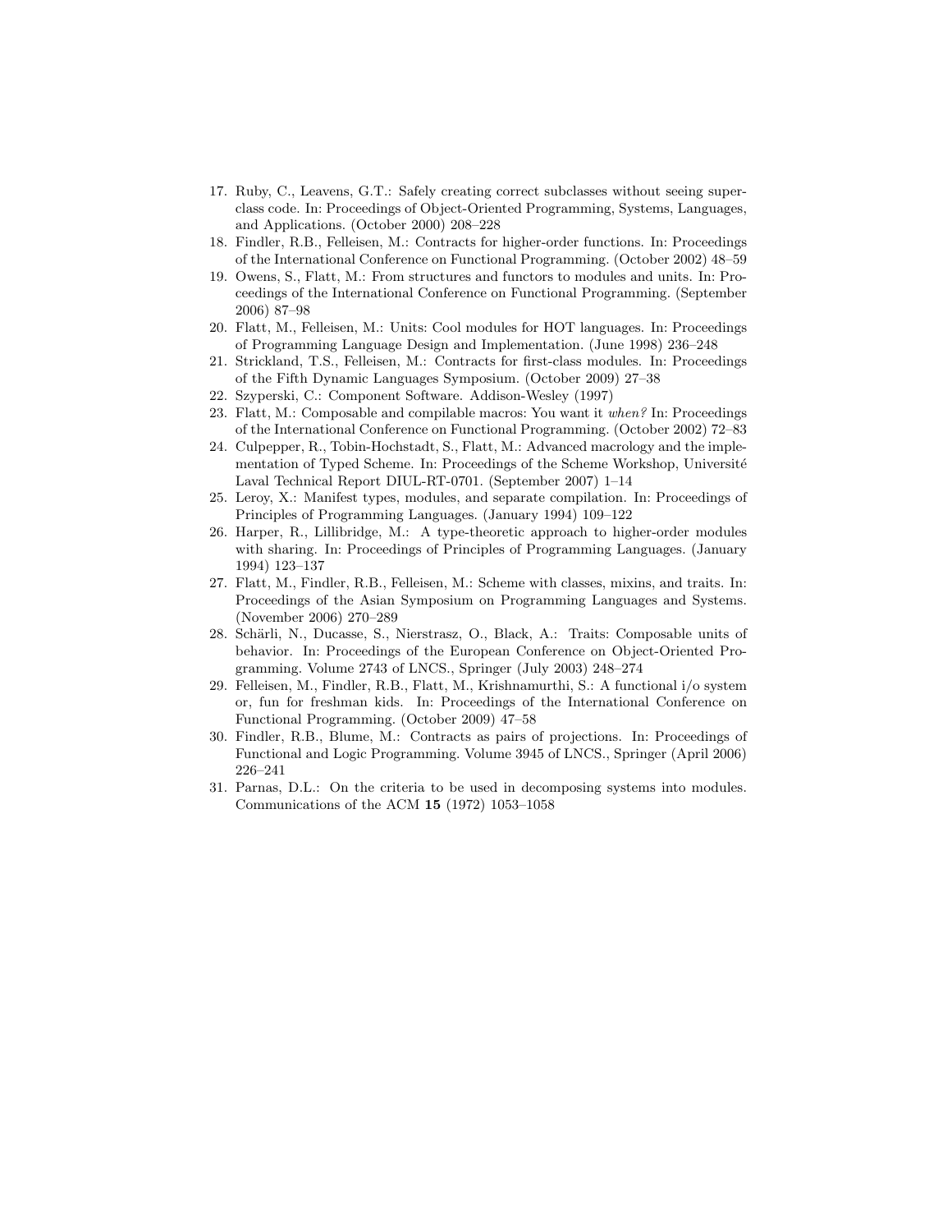17. Ruby, C., Leavens, G.T.: Safely creating correct subclasses without seeing superclass code. In: Proceedings of Object-Oriented Programming, Systems, Languages, and Applications. (October 2000) 208–228
18. Findler, R.B., Felleisen, M.: Contracts for higher-order functions. In: Proceedings of the International Conference on Functional Programming. (October 2002) 48–59
19. Owens, S., Flatt, M.: From structures and functors to modules and units. In: Proceedings of the International Conference on Functional Programming. (September 2006) 87–98
20. Flatt, M., Felleisen, M.: Units: Cool modules for HOT languages. In: Proceedings of Programming Language Design and Implementation. (June 1998) 236–248
21. Strickland, T.S., Felleisen, M.: Contracts for first-class modules. In: Proceedings of the Fifth Dynamic Languages Symposium. (October 2009) 27–38
22. Szyperski, C.: Component Software. Addison-Wesley (1997)
23. Flatt, M.: Composable and compilable macros: You want it *when?* In: Proceedings of the International Conference on Functional Programming. (October 2002) 72–83
24. Culpepper, R., Tobin-Hochstadt, S., Flatt, M.: Advanced macrology and the implementation of Typed Scheme. In: Proceedings of the Scheme Workshop, Université Laval Technical Report DIUL-RT-0701. (September 2007) 1–14
25. Leroy, X.: Manifest types, modules, and separate compilation. In: Proceedings of Principles of Programming Languages. (January 1994) 109–122
26. Harper, R., Lillibridge, M.: A type-theoretic approach to higher-order modules with sharing. In: Proceedings of Principles of Programming Languages. (January 1994) 123–137
27. Flatt, M., Findler, R.B., Felleisen, M.: Scheme with classes, mixins, and traits. In: Proceedings of the Asian Symposium on Programming Languages and Systems. (November 2006) 270–289
28. Schärli, N., Ducasse, S., Nierstrasz, O., Black, A.: Traits: Composable units of behavior. In: Proceedings of the European Conference on Object-Oriented Programming. Volume 2743 of LNCS., Springer (July 2003) 248–274
29. Felleisen, M., Findler, R.B., Flatt, M., Krishnamurthi, S.: A functional i/o system or, fun for freshman kids. In: Proceedings of the International Conference on Functional Programming. (October 2009) 47–58
30. Findler, R.B., Blume, M.: Contracts as pairs of projections. In: Proceedings of Functional and Logic Programming. Volume 3945 of LNCS., Springer (April 2006) 226–241
31. Parnas, D.L.: On the criteria to be used in decomposing systems into modules. Communications of the ACM **15** (1972) 1053–1058